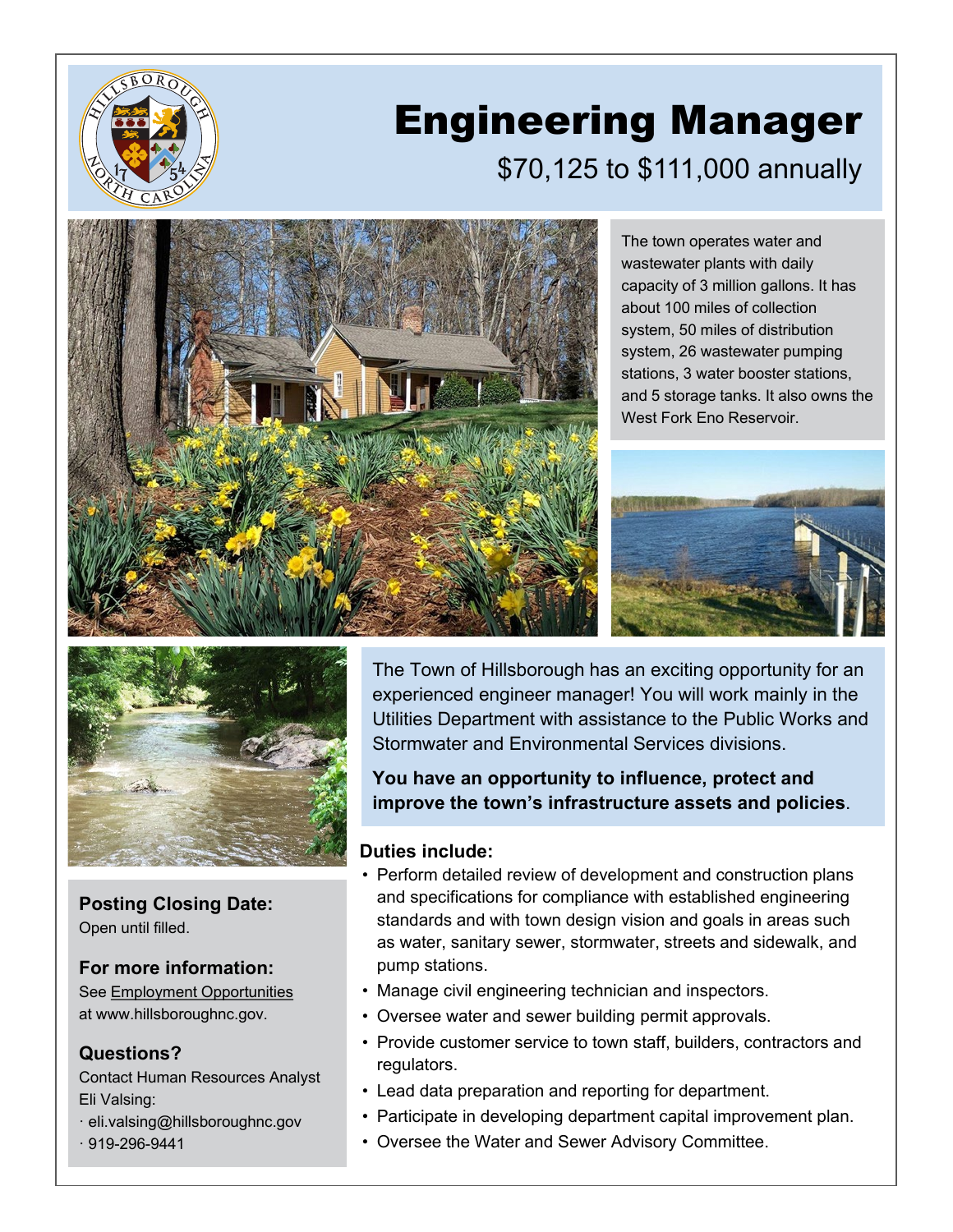# Engineering Manager

$70,125 to $111,000 annually

The town operates water and wastewater plants with daily capacity of 3 million gallons. It has about 100 miles of collection system, 50 miles of distribution system, 26 wastewater pumping stations, 3 water booster stations, and 5 storage tanks. It also owns the West Fork Eno Reservoir.

The Town of Hillsborough has an exciting opportunity for an experienced engineer manager! You will work mainly in the Utilities Department with assistance to the Public Works and Stormwater and Environmental Services divisions.

**You have an opportunity to influence, protect and improve the town's infrastructure assets and policies**.

### Duties include:

- Perform detailed review of development and construction plans and specifications for compliance with established engineering standards and with town design vision and goals in areas such as water, sanitary sewer, stormwater, streets and sidewalk, and pump stations.
- Manage civil engineering technician and inspectors.
- Oversee water and sewer building permit approvals.
- Provide customer service to town staff, builders, contractors and regulators.
- Lead data preparation and reporting for department.
- Participate in developing department capital improvement plan.
- Oversee the Water and Sewer Advisory Committee.

### Posting Closing Date:

Open until filled.

### For more information:

See Employment Opportunities at www.hillsboroughnc.gov.

### Questions?

Contact Human Resources Analyst Eli Valsing:

- eli.valsing@hillsboroughnc.gov
- 919-296-9441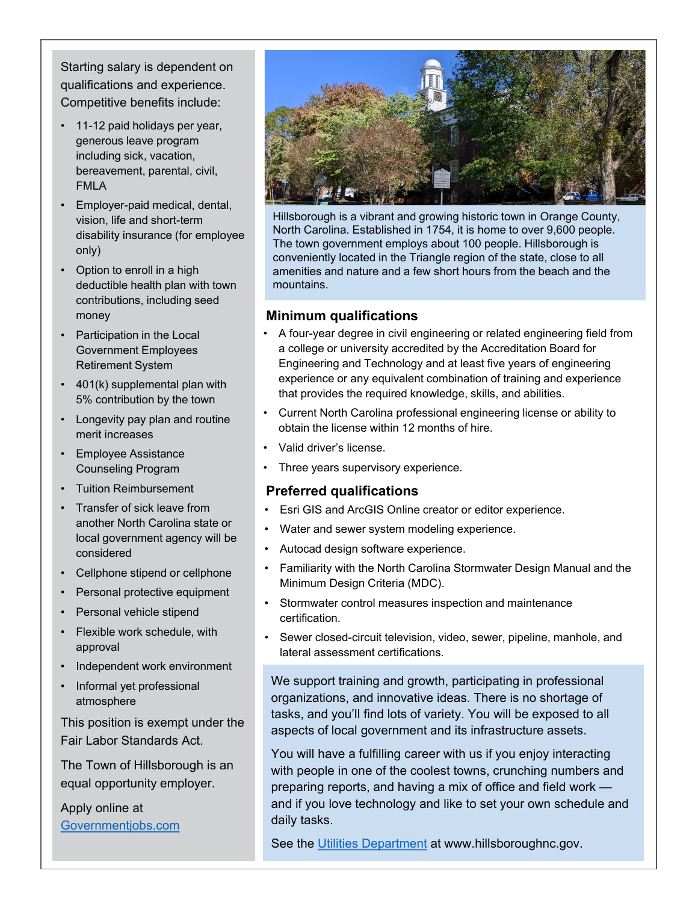Starting salary is dependent on qualifications and experience. Competitive benefits include:

- 11-12 paid holidays per year, generous leave program including sick, vacation, bereavement, parental, civil, FMLA
- Employer-paid medical, dental, vision, life and short-term disability insurance (for employee only)
- Option to enroll in a high deductible health plan with town contributions, including seed money
- Participation in the Local Government Employees Retirement System
- 401(k) supplemental plan with 5% contribution by the town
- Longevity pay plan and routine merit increases
- Employee Assistance Counseling Program
- Tuition Reimbursement
- Transfer of sick leave from another North Carolina state or local government agency will be considered
- Cellphone stipend or cellphone
- Personal protective equipment
- Personal vehicle stipend
- Flexible work schedule, with approval
- Independent work environment
- Informal yet professional atmosphere

This position is exempt under the Fair Labor Standards Act.

The Town of Hillsborough is an equal opportunity employer.

Apply online at [Governmentjobs.com](Governmentjobs.com)

Hillsborough is a vibrant and growing historic town in Orange County, North Carolina. Established in 1754, it is home to over 9,600 people. The town government employs about 100 people. Hillsborough is conveniently located in the Triangle region of the state, close to all amenities and nature and a few short hours from the beach and the mountains.

## Minimum qualifications

- A four-year degree in civil engineering or related engineering field from a college or university accredited by the Accreditation Board for Engineering and Technology and at least five years of engineering experience or any equivalent combination of training and experience that provides the required knowledge, skills, and abilities.
- Current North Carolina professional engineering license or ability to obtain the license within 12 months of hire.
- Valid driver's license.
- Three years supervisory experience.

## Preferred qualifications

- Esri GIS and ArcGIS Online creator or editor experience.
- Water and sewer system modeling experience.
- Autocad design software experience.
- Familiarity with the North Carolina Stormwater Design Manual and the Minimum Design Criteria (MDC).
- Stormwater control measures inspection and maintenance certification.
- Sewer closed-circuit television, video, sewer, pipeline, manhole, and lateral assessment certifications.

We support training and growth, participating in professional organizations, and innovative ideas. There is no shortage of tasks, and you'll find lots of variety. You will be exposed to all aspects of local government and its infrastructure assets.

You will have a fulfilling career with us if you enjoy interacting with people in one of the coolest towns, crunching numbers and preparing reports, and having a mix of office and field work — and if you love technology and like to set your own schedule and daily tasks.

See the Utilities Department at www.hillsboroughnc.gov.